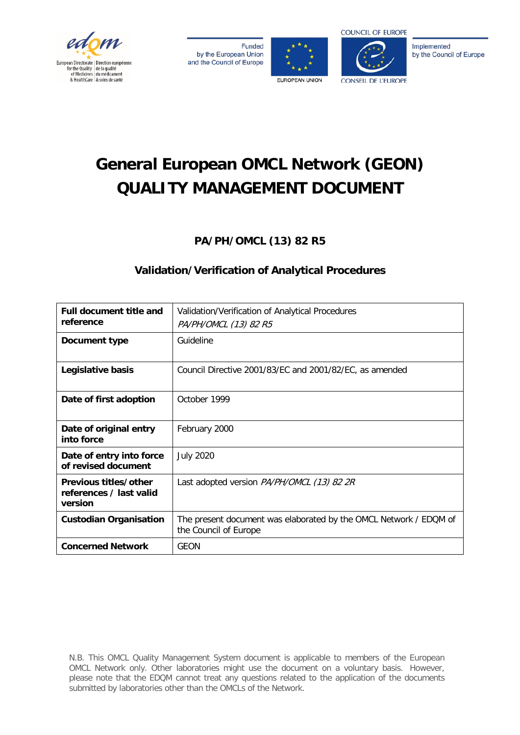# General European OMCL Network (GEON) QUALITY MANAGEMENT DOCUMENT

**PA/PH/OMCL (13) 82 R5**

## Validation/Verification of Analytical Procedures

| **Full document title and reference** | Validation/Verification of Analytical Procedures *PA/PH/OMCL (13) 82 R5* |
|---|---|
| **Document type** | Guideline |
| **Legislative basis** | Council Directive 2001/83/EC and 2001/82/EC, as amended |
| **Date of first adoption** | October 1999 |
| **Date of original entry into force** | February 2000 |
| **Date of entry into force of revised document** | July 2020 |
| **Previous titles/other references / last valid version** | Last adopted version *PA/PH/OMCL (13) 82 2R* |
| **Custodian Organisation** | The present document was elaborated by the OMCL Network / EDQM of the Council of Europe |
| **Concerned Network** | GEON |

N.B. This OMCL Quality Management System document is applicable to members of the European OMCL Network only. Other laboratories might use the document on a voluntary basis. However, please note that the EDQM cannot treat any questions related to the application of the documents submitted by laboratories other than the OMCLs of the Network.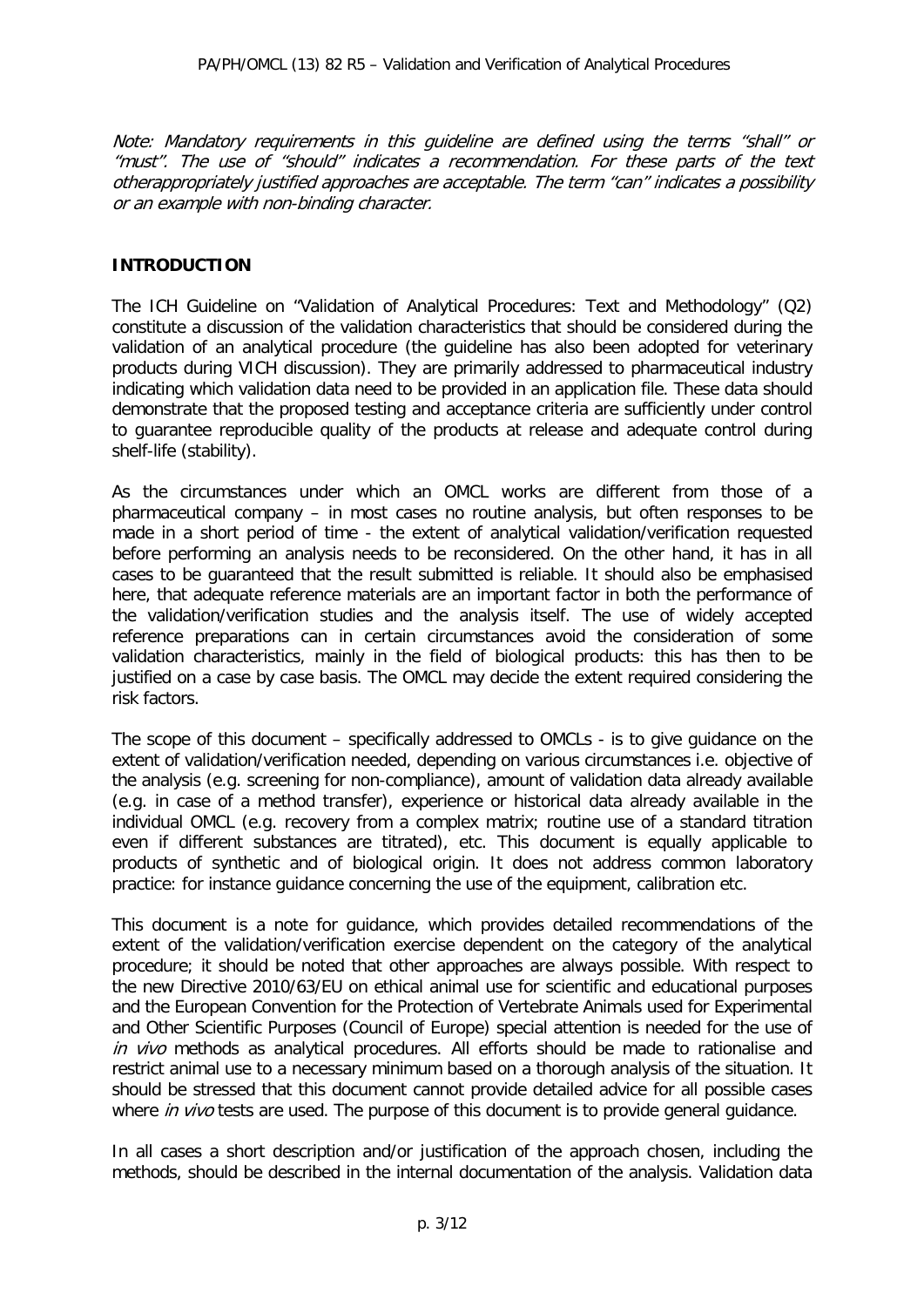*Note: Mandatory requirements in this guideline are defined using the terms "shall" or "must". The use of "should" indicates a recommendation. For these parts of the text otherappropriately justified approaches are acceptable. The term "can" indicates a possibility or an example with non-binding character.*

## INTRODUCTION

The ICH Guideline on "Validation of Analytical Procedures: Text and Methodology" (Q2) constitute a discussion of the validation characteristics that should be considered during the validation of an analytical procedure (the guideline has also been adopted for veterinary products during VICH discussion). They are primarily addressed to pharmaceutical industry indicating which validation data need to be provided in an application file. These data should demonstrate that the proposed testing and acceptance criteria are sufficiently under control to guarantee reproducible quality of the products at release and adequate control during shelf-life (stability).

As the circumstances under which an OMCL works are different from those of a pharmaceutical company – in most cases no routine analysis, but often responses to be made in a short period of time - the extent of analytical validation/verification requested before performing an analysis needs to be reconsidered. On the other hand, it has in all cases to be guaranteed that the result submitted is reliable. It should also be emphasised here, that adequate reference materials are an important factor in both the performance of the validation/verification studies and the analysis itself. The use of widely accepted reference preparations can in certain circumstances avoid the consideration of some validation characteristics, mainly in the field of biological products: this has then to be justified on a case by case basis. The OMCL may decide the extent required considering the risk factors.

The scope of this document – specifically addressed to OMCLs - is to give guidance on the extent of validation/verification needed, depending on various circumstances i.e. objective of the analysis (e.g. screening for non-compliance), amount of validation data already available (e.g. in case of a method transfer), experience or historical data already available in the individual OMCL (e.g. recovery from a complex matrix; routine use of a standard titration even if different substances are titrated), etc. This document is equally applicable to products of synthetic and of biological origin. It does not address common laboratory practice: for instance guidance concerning the use of the equipment, calibration etc.

This document is a note for guidance, which provides detailed recommendations of the extent of the validation/verification exercise dependent on the category of the analytical procedure; it should be noted that other approaches are always possible. With respect to the new Directive 2010/63/EU on ethical animal use for scientific and educational purposes and the European Convention for the Protection of Vertebrate Animals used for Experimental and Other Scientific Purposes (Council of Europe) special attention is needed for the use of *in vivo* methods as analytical procedures. All efforts should be made to rationalise and restrict animal use to a necessary minimum based on a thorough analysis of the situation. It should be stressed that this document cannot provide detailed advice for all possible cases where *in vivo* tests are used. The purpose of this document is to provide general guidance.

In all cases a short description and/or justification of the approach chosen, including the methods, should be described in the internal documentation of the analysis. Validation data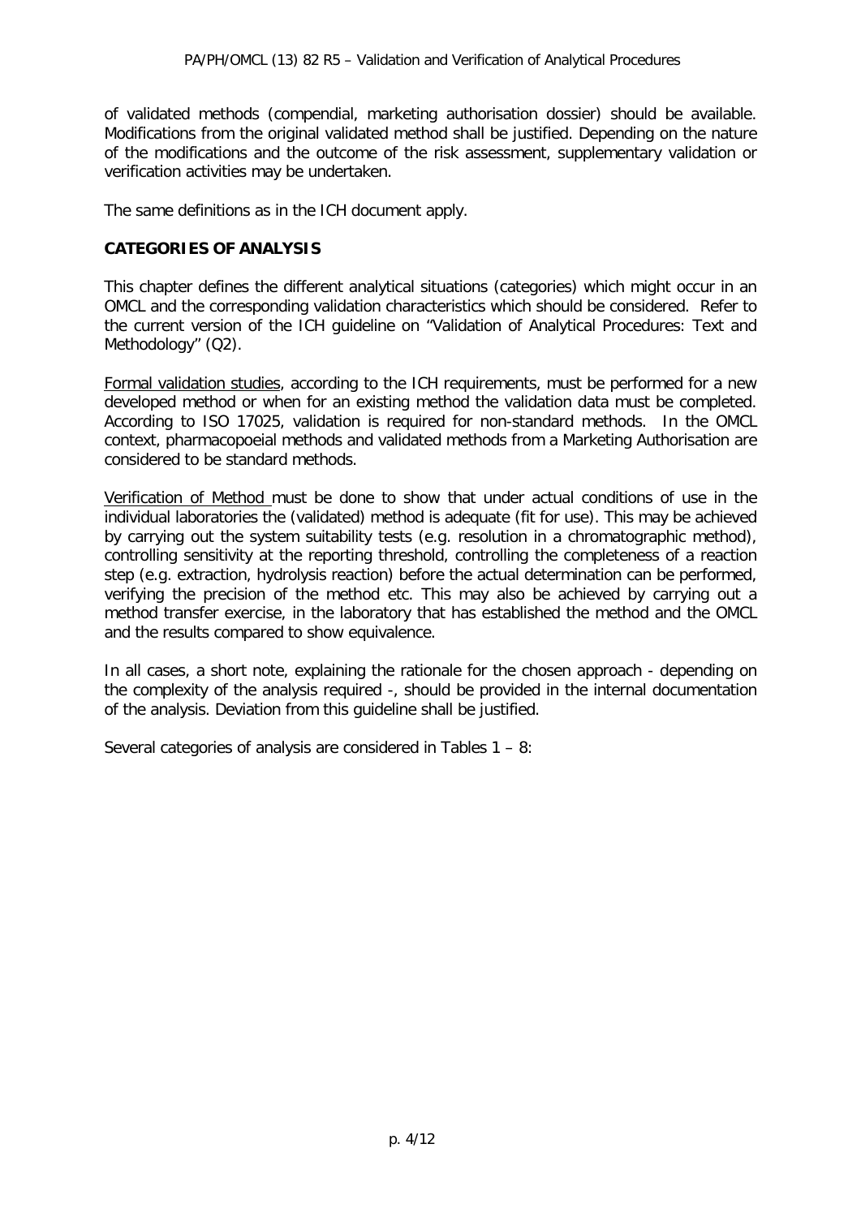of validated methods (compendial, marketing authorisation dossier) should be available. Modifications from the original validated method shall be justified. Depending on the nature of the modifications and the outcome of the risk assessment, supplementary validation or verification activities may be undertaken.

The same definitions as in the ICH document apply.

## CATEGORIES OF ANALYSIS

This chapter defines the different analytical situations (categories) which might occur in an OMCL and the corresponding validation characteristics which should be considered. Refer to the current version of the ICH guideline on "Validation of Analytical Procedures: Text and Methodology" (Q2).

<u>Formal validation studies</u>, according to the ICH requirements, must be performed for a new developed method or when for an existing method the validation data must be completed. According to ISO 17025, validation is required for non-standard methods. In the OMCL context, pharmacopoeial methods and validated methods from a Marketing Authorisation are considered to be standard methods.

<u>Verification of Method</u> must be done to show that under actual conditions of use in the individual laboratories the (validated) method is adequate (fit for use). This may be achieved by carrying out the system suitability tests (e.g. resolution in a chromatographic method), controlling sensitivity at the reporting threshold, controlling the completeness of a reaction step (e.g. extraction, hydrolysis reaction) before the actual determination can be performed, verifying the precision of the method etc. This may also be achieved by carrying out a method transfer exercise, in the laboratory that has established the method and the OMCL and the results compared to show equivalence.

In all cases, a short note, explaining the rationale for the chosen approach - depending on the complexity of the analysis required -, should be provided in the internal documentation of the analysis. Deviation from this guideline shall be justified.

Several categories of analysis are considered in Tables 1 – 8: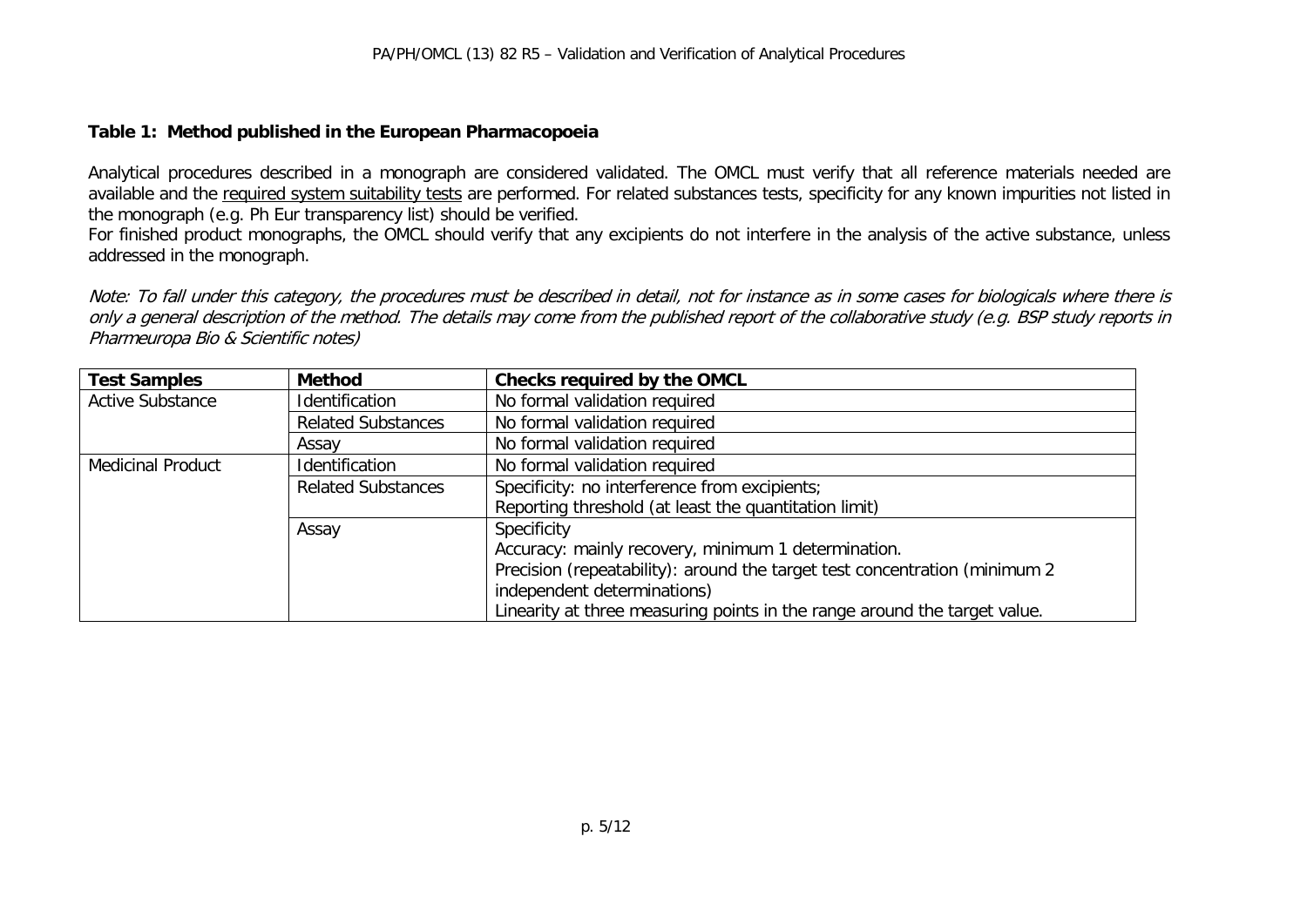**Table 1: Method published in the European Pharmacopoeia**

Analytical procedures described in a monograph are considered validated. The OMCL must verify that all reference materials needed are available and the required system suitability tests are performed. For related substances tests, specificity for any known impurities not listed in the monograph (e.g. Ph Eur transparency list) should be verified.
For finished product monographs, the OMCL should verify that any excipients do not interfere in the analysis of the active substance, unless addressed in the monograph.

*Note: To fall under this category, the procedures must be described in detail, not for instance as in some cases for biologicals where there is only a general description of the method. The details may come from the published report of the collaborative study (e.g. BSP study reports in Pharmeuropa Bio & Scientific notes)*

| **Test Samples** | **Method** | **Checks required by the OMCL** |
|---|---|---|
| Active Substance | Identification | No formal validation required |
| | Related Substances | No formal validation required |
| | Assay | No formal validation required |
| Medicinal Product | Identification | No formal validation required |
| | Related Substances | Specificity: no interference from excipients;<br>Reporting threshold (at least the quantitation limit) |
| | Assay | Specificity<br>Accuracy: mainly recovery, minimum 1 determination.<br>Precision (repeatability): around the target test concentration (minimum 2 independent determinations)<br>Linearity at three measuring points in the range around the target value. |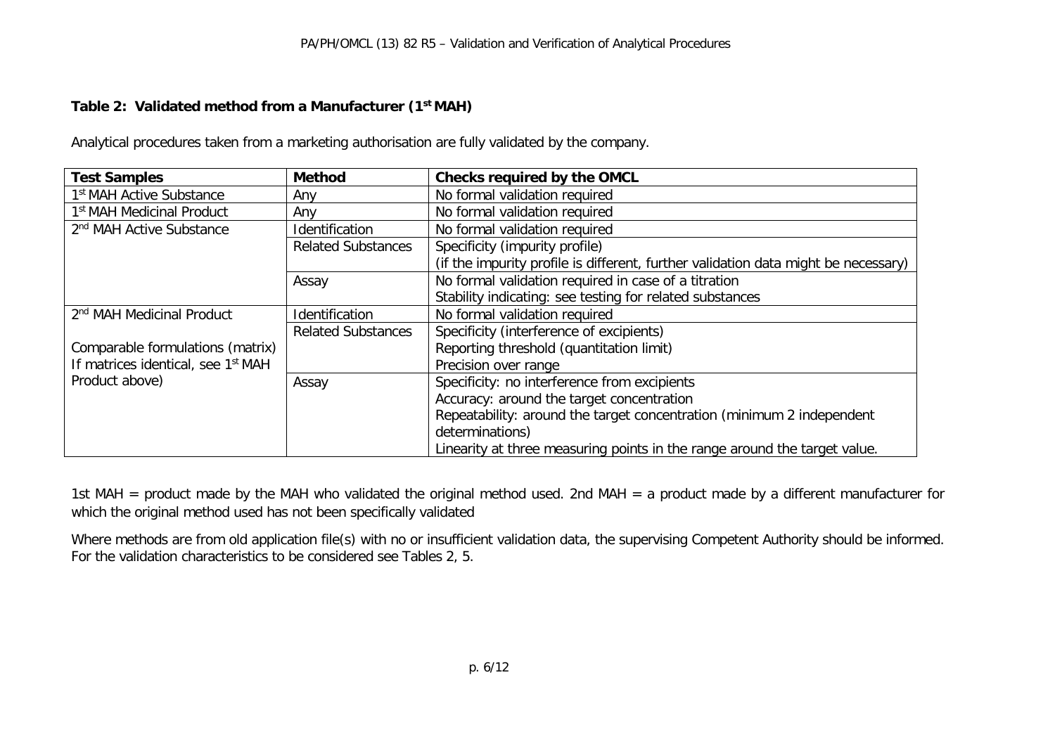**Table 2: Validated method from a Manufacturer (1st MAH)**

Analytical procedures taken from a marketing authorisation are fully validated by the company.

| Test Samples | Method | Checks required by the OMCL |
|---|---|---|
| 1st MAH Active Substance | Any | No formal validation required |
| 1st MAH Medicinal Product | Any | No formal validation required |
| 2nd MAH Active Substance | Identification | No formal validation required |
| | Related Substances | Specificity (impurity profile)<br>(if the impurity profile is different, further validation data might be necessary) |
| | Assay | No formal validation required in case of a titration<br>Stability indicating: see testing for related substances |
| 2nd MAH Medicinal Product<br><br>Comparable formulations (matrix)<br>If matrices identical, see 1st MAH Product above) | Identification | No formal validation required |
| | Related Substances | Specificity (interference of excipients)<br>Reporting threshold (quantitation limit)<br>Precision over range |
| | Assay | Specificity: no interference from excipients<br>Accuracy: around the target concentration<br>Repeatability: around the target concentration (minimum 2 independent determinations)<br>Linearity at three measuring points in the range around the target value. |

1st MAH = product made by the MAH who validated the original method used. 2nd MAH = a product made by a different manufacturer for which the original method used has not been specifically validated

Where methods are from old application file(s) with no or insufficient validation data, the supervising Competent Authority should be informed. For the validation characteristics to be considered see Tables 2, 5.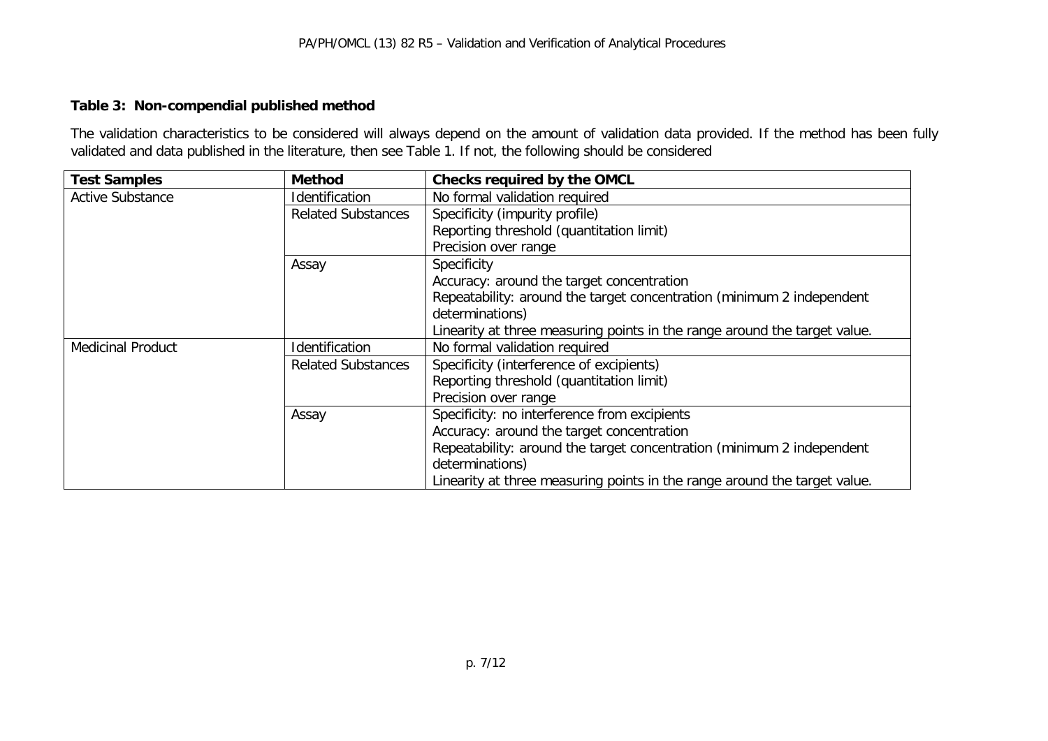**Table 3: Non-compendial published method**

The validation characteristics to be considered will always depend on the amount of validation data provided. If the method has been fully validated and data published in the literature, then see Table 1. If not, the following should be considered

| Test Samples | Method | Checks required by the OMCL |
|---|---|---|
| Active Substance | Identification | No formal validation required |
| | Related Substances | Specificity (impurity profile)<br>Reporting threshold (quantitation limit)<br>Precision over range |
| | Assay | Specificity<br>Accuracy: around the target concentration<br>Repeatability: around the target concentration (minimum 2 independent determinations)<br>Linearity at three measuring points in the range around the target value. |
| Medicinal Product | Identification | No formal validation required |
| | Related Substances | Specificity (interference of excipients)<br>Reporting threshold (quantitation limit)<br>Precision over range |
| | Assay | Specificity: no interference from excipients<br>Accuracy: around the target concentration<br>Repeatability: around the target concentration (minimum 2 independent determinations)<br>Linearity at three measuring points in the range around the target value. |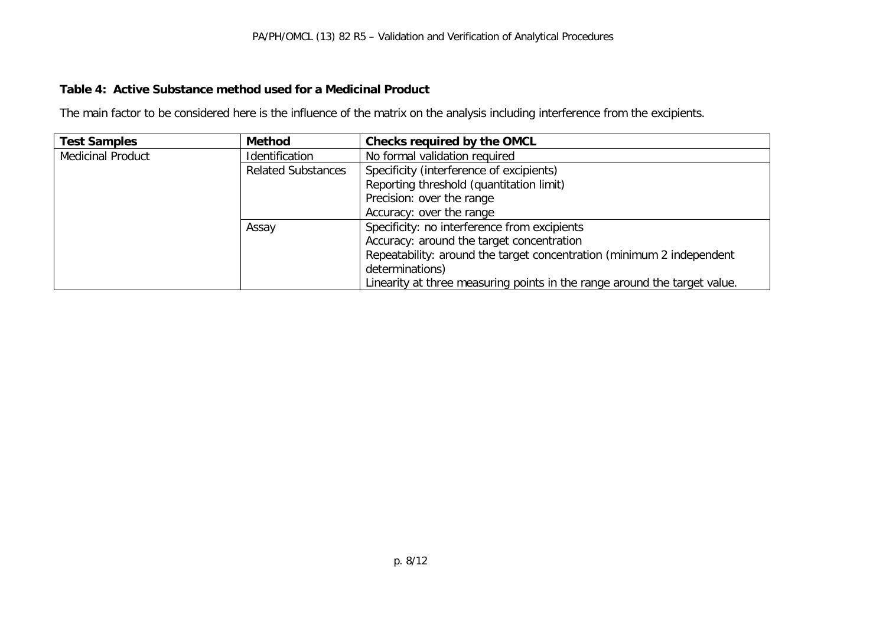**Table 4: Active Substance method used for a Medicinal Product**

The main factor to be considered here is the influence of the matrix on the analysis including interference from the excipients.

| Test Samples | Method | Checks required by the OMCL |
|---|---|---|
| Medicinal Product | Identification | No formal validation required |
| | Related Substances | Specificity (interference of excipients)<br>Reporting threshold (quantitation limit)<br>Precision: over the range<br>Accuracy: over the range |
| | Assay | Specificity: no interference from excipients<br>Accuracy: around the target concentration<br>Repeatability: around the target concentration (minimum 2 independent determinations)<br>Linearity at three measuring points in the range around the target value. |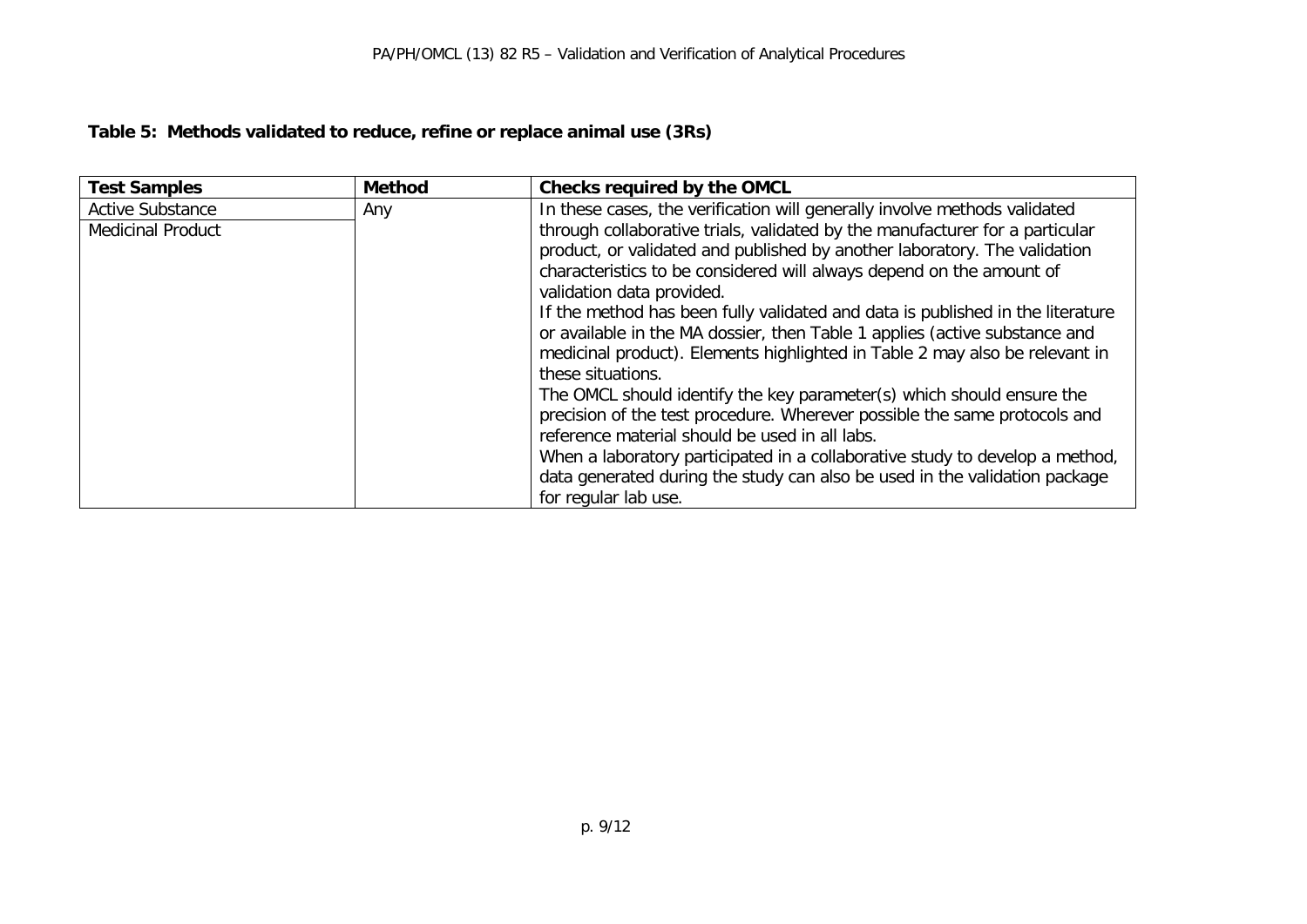**Table 5: Methods validated to reduce, refine or replace animal use (3Rs)**

| Test Samples | Method | Checks required by the OMCL |
|---|---|---|
| Active Substance<br>Medicinal Product | Any | In these cases, the verification will generally involve methods validated through collaborative trials, validated by the manufacturer for a particular product, or validated and published by another laboratory. The validation characteristics to be considered will always depend on the amount of validation data provided.<br>If the method has been fully validated and data is published in the literature or available in the MA dossier, then Table 1 applies (active substance and medicinal product). Elements highlighted in Table 2 may also be relevant in these situations.<br>The OMCL should identify the key parameter(s) which should ensure the precision of the test procedure. Wherever possible the same protocols and reference material should be used in all labs.<br>When a laboratory participated in a collaborative study to develop a method, data generated during the study can also be used in the validation package for regular lab use. |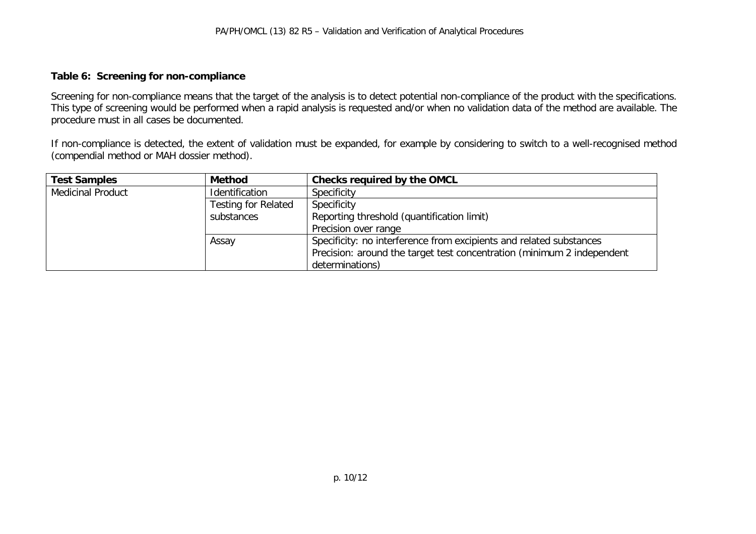**Table 6: Screening for non-compliance**

Screening for non-compliance means that the target of the analysis is to detect potential non-compliance of the product with the specifications. This type of screening would be performed when a rapid analysis is requested and/or when no validation data of the method are available. The procedure must in all cases be documented.

If non-compliance is detected, the extent of validation must be expanded, for example by considering to switch to a well-recognised method (compendial method or MAH dossier method).

| Test Samples | Method | Checks required by the OMCL |
|---|---|---|
| Medicinal Product | Identification | Specificity |
| | Testing for Related substances | Specificity<br>Reporting threshold (quantification limit)<br>Precision over range |
| | Assay | Specificity: no interference from excipients and related substances<br>Precision: around the target test concentration (minimum 2 independent determinations) |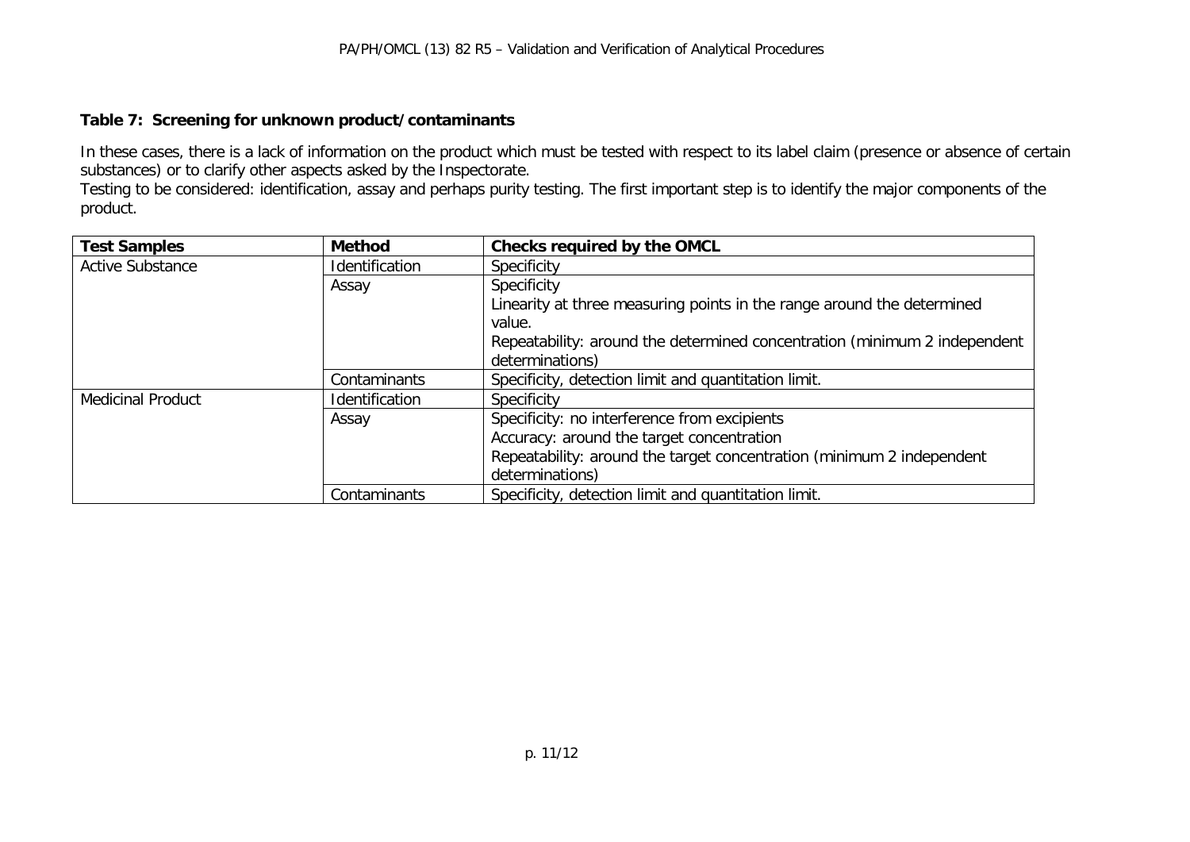**Table 7: Screening for unknown product/contaminants**

In these cases, there is a lack of information on the product which must be tested with respect to its label claim (presence or absence of certain substances) or to clarify other aspects asked by the Inspectorate.
Testing to be considered: identification, assay and perhaps purity testing. The first important step is to identify the major components of the product.

| Test Samples | Method | Checks required by the OMCL |
|---|---|---|
| Active Substance | Identification | Specificity |
| | Assay | Specificity<br>Linearity at three measuring points in the range around the determined value.<br>Repeatability: around the determined concentration (minimum 2 independent determinations) |
| | Contaminants | Specificity, detection limit and quantitation limit. |
| Medicinal Product | Identification | Specificity |
| | Assay | Specificity: no interference from excipients<br>Accuracy: around the target concentration<br>Repeatability: around the target concentration (minimum 2 independent determinations) |
| | Contaminants | Specificity, detection limit and quantitation limit. |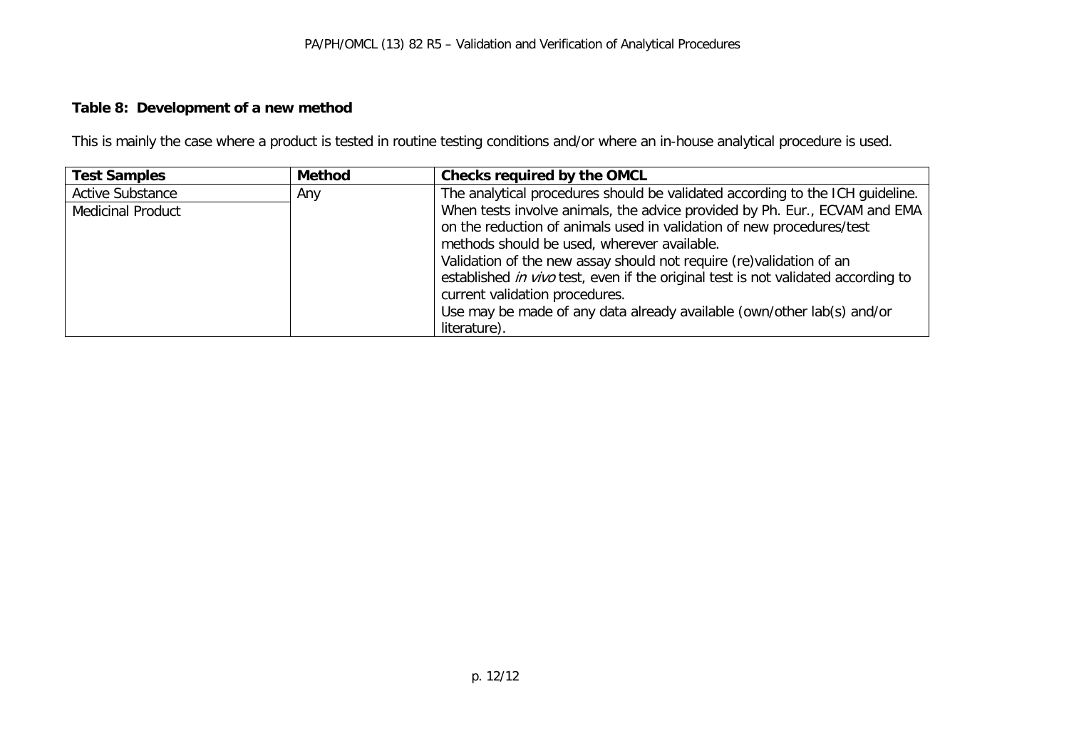**Table 8: Development of a new method**

This is mainly the case where a product is tested in routine testing conditions and/or where an in-house analytical procedure is used.

| Test Samples | Method | Checks required by the OMCL |
|---|---|---|
| Active Substance<br>Medicinal Product | Any | The analytical procedures should be validated according to the ICH guideline.<br>When tests involve animals, the advice provided by Ph. Eur., ECVAM and EMA on the reduction of animals used in validation of new procedures/test methods should be used, wherever available.<br>Validation of the new assay should not require (re)validation of an established *in vivo* test, even if the original test is not validated according to current validation procedures.<br>Use may be made of any data already available (own/other lab(s) and/or literature). |